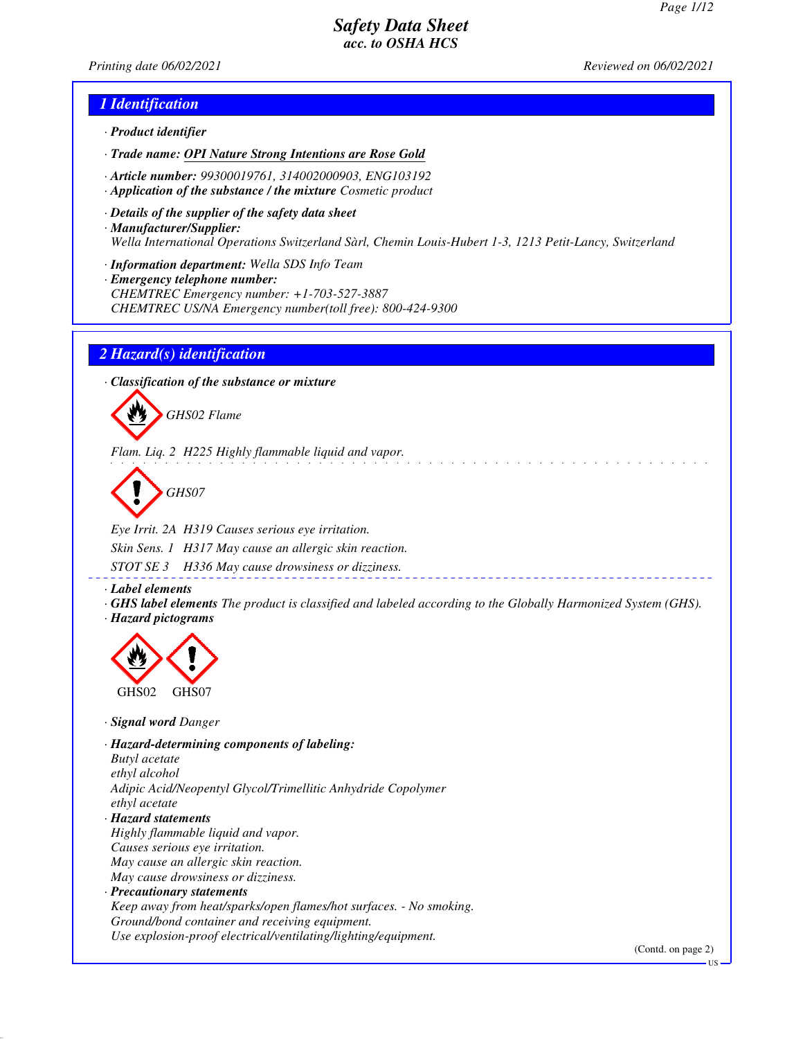# Safety Data Sheet
*acc. to OSHA HCS*

Printing date 06/02/2021 Reviewed on 06/02/2021

## 1 Identification

· **Product identifier**

· **Trade name: OPI Nature Strong Intentions are Rose Gold**

· **Article number:** 99300019761, 314002000903, ENG103192

· **Application of the substance / the mixture** Cosmetic product

· **Details of the supplier of the safety data sheet**

· **Manufacturer/Supplier:**
Wella International Operations Switzerland Sàrl, Chemin Louis-Hubert 1-3, 1213 Petit-Lancy, Switzerland

· **Information department:** Wella SDS Info Team

· **Emergency telephone number:**
CHEMTREC Emergency number: +1-703-527-3887
CHEMTREC US/NA Emergency number(toll free): 800-424-9300

## 2 Hazard(s) identification

· **Classification of the substance or mixture**

GHS02 Flame

Flam. Liq. 2 H225 Highly flammable liquid and vapor.

GHS07

Eye Irrit. 2A H319 Causes serious eye irritation.

Skin Sens. 1 H317 May cause an allergic skin reaction.

STOT SE 3 H336 May cause drowsiness or dizziness.

· **Label elements**

· **GHS label elements** The product is classified and labeled according to the Globally Harmonized System (GHS).

· **Hazard pictograms**

GHS02 GHS07

· **Signal word** Danger

· **Hazard-determining components of labeling:**
Butyl acetate
ethyl alcohol
Adipic Acid/Neopentyl Glycol/Trimellitic Anhydride Copolymer
ethyl acetate

· **Hazard statements**
Highly flammable liquid and vapor.
Causes serious eye irritation.
May cause an allergic skin reaction.
May cause drowsiness or dizziness.

· **Precautionary statements**
Keep away from heat/sparks/open flames/hot surfaces. - No smoking.
Ground/bond container and receiving equipment.
Use explosion-proof electrical/ventilating/lighting/equipment.

(Contd. on page 2)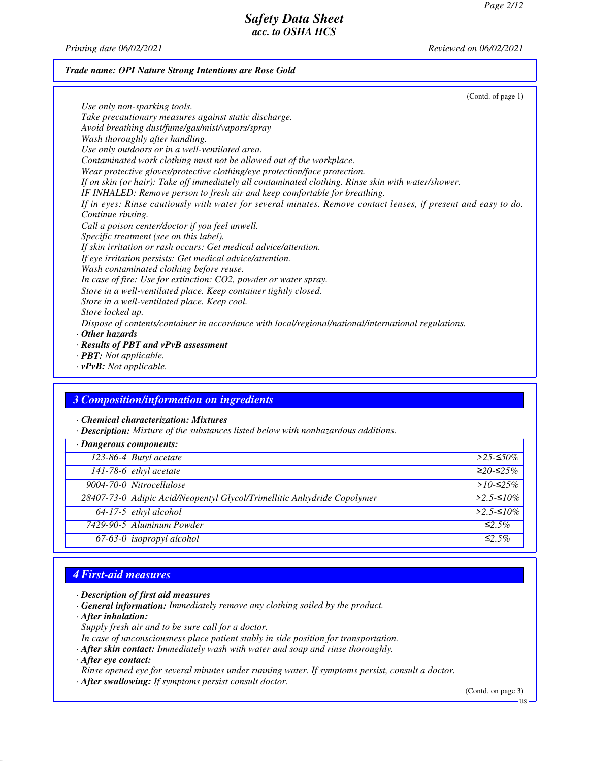Trade name: OPI Nature Strong Intentions are Rose Gold

(Contd. of page 1)

*Use only non-sparking tools.*
*Take precautionary measures against static discharge.*
*Avoid breathing dust/fume/gas/mist/vapors/spray*
*Wash thoroughly after handling.*
*Use only outdoors or in a well-ventilated area.*
*Contaminated work clothing must not be allowed out of the workplace.*
*Wear protective gloves/protective clothing/eye protection/face protection.*
*If on skin (or hair): Take off immediately all contaminated clothing. Rinse skin with water/shower.*
*IF INHALED: Remove person to fresh air and keep comfortable for breathing.*
*If in eyes: Rinse cautiously with water for several minutes. Remove contact lenses, if present and easy to do. Continue rinsing.*
*Call a poison center/doctor if you feel unwell.*
*Specific treatment (see on this label).*
*If skin irritation or rash occurs: Get medical advice/attention.*
*If eye irritation persists: Get medical advice/attention.*
*Wash contaminated clothing before reuse.*
*In case of fire: Use for extinction: CO2, powder or water spray.*
*Store in a well-ventilated place. Keep container tightly closed.*
*Store in a well-ventilated place. Keep cool.*
*Store locked up.*
*Dispose of contents/container in accordance with local/regional/national/international regulations.*

· ***Other hazards***
· ***Results of PBT and vPvB assessment***
· ***PBT:*** *Not applicable.*
· ***vPvB:*** *Not applicable.*

## 3 Composition/information on ingredients

· ***Chemical characterization: Mixtures***
· ***Description:*** *Mixture of the substances listed below with nonhazardous additions.*

| · Dangerous components: | | |
|---|---|---|
| 123-86-4 | Butyl acetate | >25-≤50% |
| 141-78-6 | ethyl acetate | ≥20-≤25% |
| 9004-70-0 | Nitrocellulose | >10-≤25% |
| 28407-73-0 | Adipic Acid/Neopentyl Glycol/Trimellitic Anhydride Copolymer | >2.5-≤10% |
| 64-17-5 | ethyl alcohol | >2.5-≤10% |
| 7429-90-5 | Aluminum Powder | ≤2.5% |
| 67-63-0 | isopropyl alcohol | ≤2.5% |

## 4 First-aid measures

· ***Description of first aid measures***
· ***General information:*** *Immediately remove any clothing soiled by the product.*
· ***After inhalation:***
*Supply fresh air and to be sure call for a doctor.*
*In case of unconsciousness place patient stably in side position for transportation.*
· ***After skin contact:*** *Immediately wash with water and soap and rinse thoroughly.*
· ***After eye contact:***
*Rinse opened eye for several minutes under running water. If symptoms persist, consult a doctor.*
· ***After swallowing:*** *If symptoms persist consult doctor.*

(Contd. on page 3)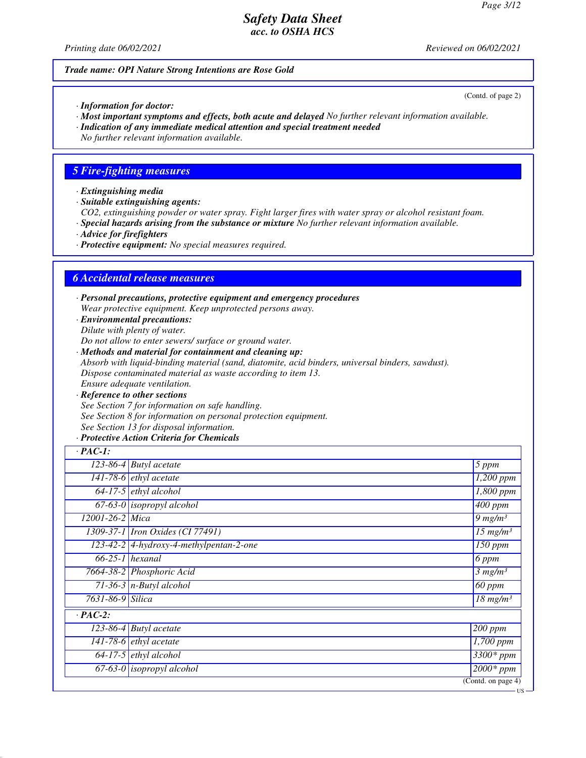**Trade name: OPI Nature Strong Intentions are Rose Gold**

(Contd. of page 2)

· **Information for doctor:**
· **Most important symptoms and effects, both acute and delayed** No further relevant information available.
· **Indication of any immediate medical attention and special treatment needed**
No further relevant information available.

## 5 Fire-fighting measures

· **Extinguishing media**
· **Suitable extinguishing agents:**
CO2, extinguishing powder or water spray. Fight larger fires with water spray or alcohol resistant foam.
· **Special hazards arising from the substance or mixture** No further relevant information available.
· **Advice for firefighters**
· **Protective equipment:** No special measures required.

## 6 Accidental release measures

· **Personal precautions, protective equipment and emergency procedures**
Wear protective equipment. Keep unprotected persons away.
· **Environmental precautions:**
Dilute with plenty of water.
Do not allow to enter sewers/ surface or ground water.
· **Methods and material for containment and cleaning up:**
Absorb with liquid-binding material (sand, diatomite, acid binders, universal binders, sawdust).
Dispose contaminated material as waste according to item 13.
Ensure adequate ventilation.
· **Reference to other sections**
See Section 7 for information on safe handling.
See Section 8 for information on personal protection equipment.
See Section 13 for disposal information.
· **Protective Action Criteria for Chemicals**

| · PAC-1: | | |
|---|---|---|
| 123-86-4 | Butyl acetate | 5 ppm |
| 141-78-6 | ethyl acetate | 1,200 ppm |
| 64-17-5 | ethyl alcohol | 1,800 ppm |
| 67-63-0 | isopropyl alcohol | 400 ppm |
| 12001-26-2 | Mica | 9 mg/m³ |
| 1309-37-1 | Iron Oxides (CI 77491) | 15 mg/m³ |
| 123-42-2 | 4-hydroxy-4-methylpentan-2-one | 150 ppm |
| 66-25-1 | hexanal | 6 ppm |
| 7664-38-2 | Phosphoric Acid | 3 mg/m³ |
| 71-36-3 | n-Butyl alcohol | 60 ppm |
| 7631-86-9 | Silica | 18 mg/m³ |

| · PAC-2: | | |
|---|---|---|
| 123-86-4 | Butyl acetate | 200 ppm |
| 141-78-6 | ethyl acetate | 1,700 ppm |
| 64-17-5 | ethyl alcohol | 3300* ppm |
| 67-63-0 | isopropyl alcohol | 2000* ppm |

(Contd. on page 4)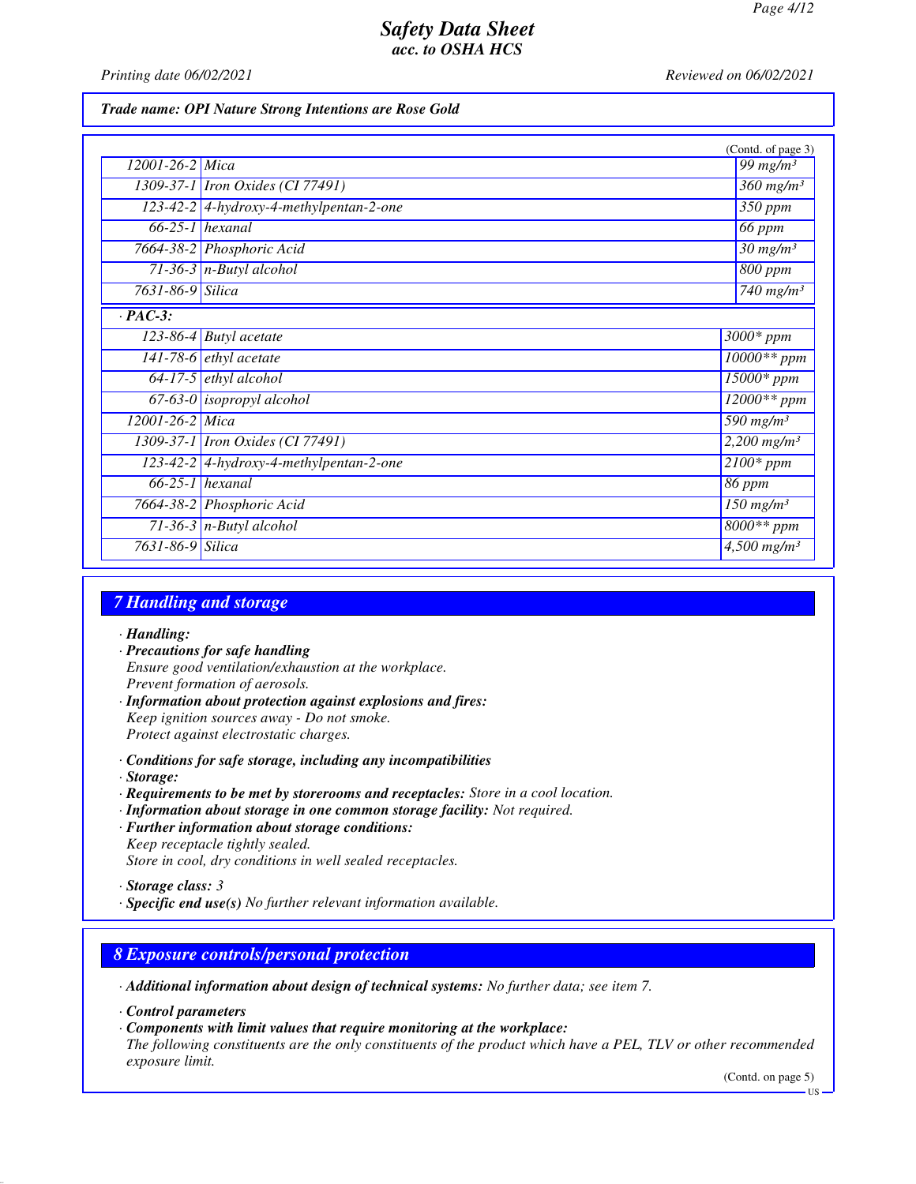**Trade name: OPI Nature Strong Intentions are Rose Gold**

(Contd. of page 3)

| | | |
|---|---|---|
| 12001-26-2 | Mica | 99 mg/m³ |
| 1309-37-1 | Iron Oxides (CI 77491) | 360 mg/m³ |
| 123-42-2 | 4-hydroxy-4-methylpentan-2-one | 350 ppm |
| 66-25-1 | hexanal | 66 ppm |
| 7664-38-2 | Phosphoric Acid | 30 mg/m³ |
| 71-36-3 | n-Butyl alcohol | 800 ppm |
| 7631-86-9 | Silica | 740 mg/m³ |

· **PAC-3:**

| | | |
|---|---|---|
| 123-86-4 | Butyl acetate | 3000* ppm |
| 141-78-6 | ethyl acetate | 10000** ppm |
| 64-17-5 | ethyl alcohol | 15000* ppm |
| 67-63-0 | isopropyl alcohol | 12000** ppm |
| 12001-26-2 | Mica | 590 mg/m³ |
| 1309-37-1 | Iron Oxides (CI 77491) | 2,200 mg/m³ |
| 123-42-2 | 4-hydroxy-4-methylpentan-2-one | 2100* ppm |
| 66-25-1 | hexanal | 86 ppm |
| 7664-38-2 | Phosphoric Acid | 150 mg/m³ |
| 71-36-3 | n-Butyl alcohol | 8000** ppm |
| 7631-86-9 | Silica | 4,500 mg/m³ |

## 7 Handling and storage

· **Handling:**
· **Precautions for safe handling**
Ensure good ventilation/exhaustion at the workplace.
Prevent formation of aerosols.
· **Information about protection against explosions and fires:**
Keep ignition sources away - Do not smoke.
Protect against electrostatic charges.

· **Conditions for safe storage, including any incompatibilities**
· **Storage:**
· **Requirements to be met by storerooms and receptacles:** Store in a cool location.
· **Information about storage in one common storage facility:** Not required.
· **Further information about storage conditions:**
Keep receptacle tightly sealed.
Store in cool, dry conditions in well sealed receptacles.

· **Storage class:** 3
· **Specific end use(s)** No further relevant information available.

## 8 Exposure controls/personal protection

· **Additional information about design of technical systems:** No further data; see item 7.

· **Control parameters**
· **Components with limit values that require monitoring at the workplace:**
The following constituents are the only constituents of the product which have a PEL, TLV or other recommended exposure limit.

(Contd. on page 5)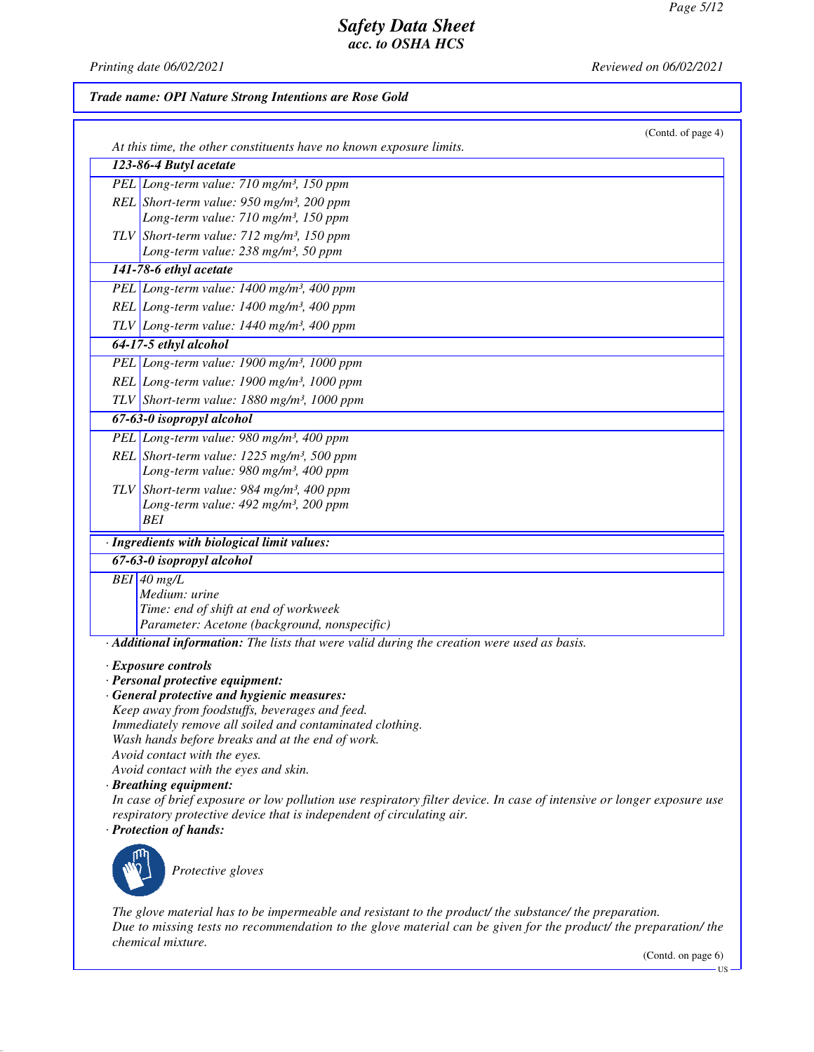*Trade name: OPI Nature Strong Intentions are Rose Gold*

(Contd. of page 4)

*At this time, the other constituents have no known exposure limits.*

| **123-86-4 Butyl acetate** | |
|---|---|
| PEL | Long-term value: 710 mg/m³, 150 ppm |
| REL | Short-term value: 950 mg/m³, 200 ppm<br>Long-term value: 710 mg/m³, 150 ppm |
| TLV | Short-term value: 712 mg/m³, 150 ppm<br>Long-term value: 238 mg/m³, 50 ppm |
| **141-78-6 ethyl acetate** | |
| PEL | Long-term value: 1400 mg/m³, 400 ppm |
| REL | Long-term value: 1400 mg/m³, 400 ppm |
| TLV | Long-term value: 1440 mg/m³, 400 ppm |
| **64-17-5 ethyl alcohol** | |
| PEL | Long-term value: 1900 mg/m³, 1000 ppm |
| REL | Long-term value: 1900 mg/m³, 1000 ppm |
| TLV | Short-term value: 1880 mg/m³, 1000 ppm |
| **67-63-0 isopropyl alcohol** | |
| PEL | Long-term value: 980 mg/m³, 400 ppm |
| REL | Short-term value: 1225 mg/m³, 500 ppm<br>Long-term value: 980 mg/m³, 400 ppm |
| TLV | Short-term value: 984 mg/m³, 400 ppm<br>Long-term value: 492 mg/m³, 200 ppm<br>BEI |

· **Ingredients with biological limit values:**

| **67-63-0 isopropyl alcohol** | |
|---|---|
| BEI | 40 mg/L<br>Medium: urine<br>Time: end of shift at end of workweek<br>Parameter: Acetone (background, nonspecific) |

· **Additional information:** The lists that were valid during the creation were used as basis.

· **Exposure controls**
· **Personal protective equipment:**
· **General protective and hygienic measures:**
Keep away from foodstuffs, beverages and feed.
Immediately remove all soiled and contaminated clothing.
Wash hands before breaks and at the end of work.
Avoid contact with the eyes.
Avoid contact with the eyes and skin.

· **Breathing equipment:**
In case of brief exposure or low pollution use respiratory filter device. In case of intensive or longer exposure use respiratory protective device that is independent of circulating air.

· **Protection of hands:**

Protective gloves

The glove material has to be impermeable and resistant to the product/ the substance/ the preparation.
Due to missing tests no recommendation to the glove material can be given for the product/ the preparation/ the chemical mixture.

(Contd. on page 6)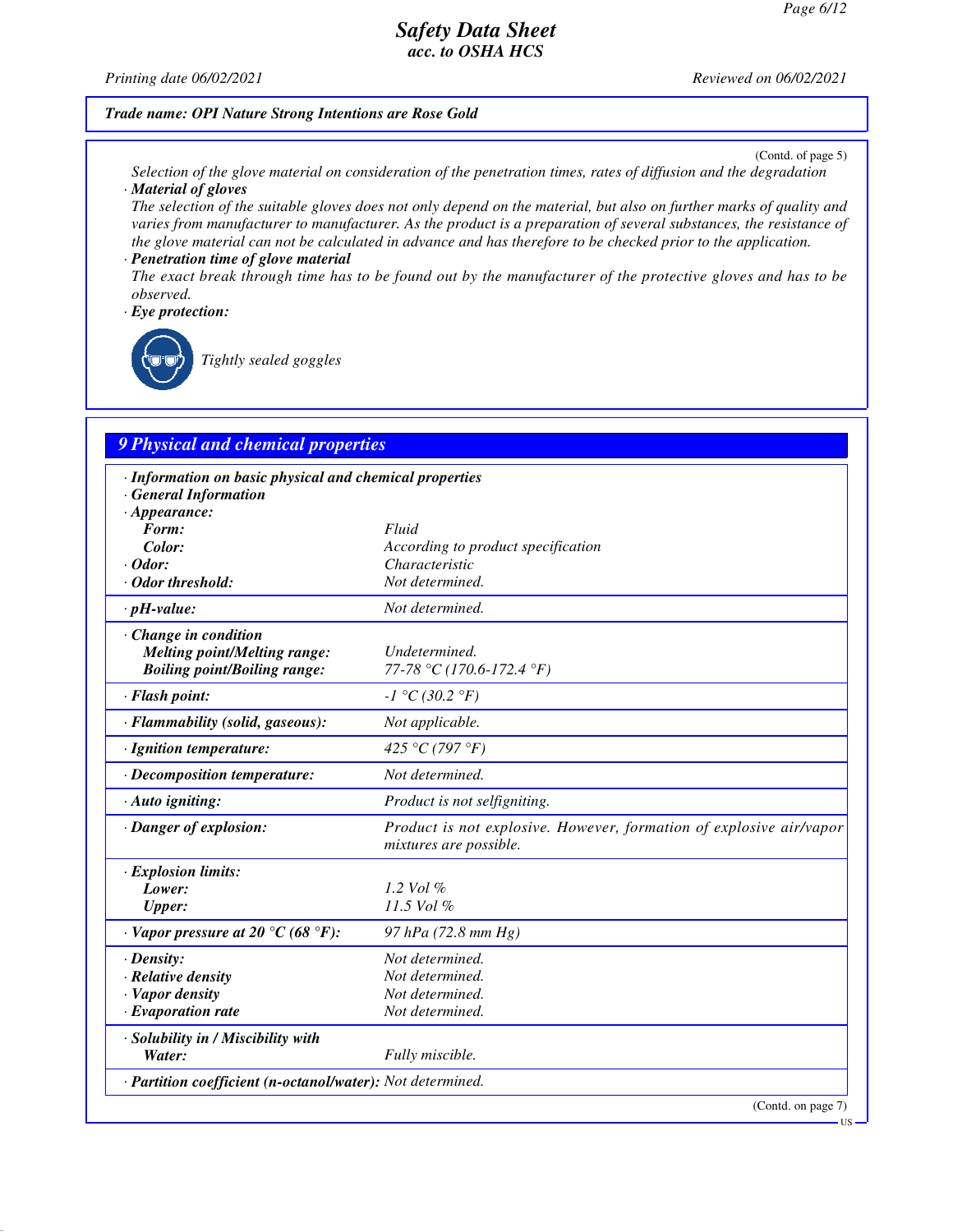**Trade name: OPI Nature Strong Intentions are Rose Gold**

(Contd. of page 5)

Selection of the glove material on consideration of the penetration times, rates of diffusion and the degradation

· **Material of gloves**

The selection of the suitable gloves does not only depend on the material, but also on further marks of quality and varies from manufacturer to manufacturer. As the product is a preparation of several substances, the resistance of the glove material can not be calculated in advance and has therefore to be checked prior to the application.

· **Penetration time of glove material**

The exact break through time has to be found out by the manufacturer of the protective gloves and has to be observed.

· **Eye protection:**

Tightly sealed goggles

## 9 Physical and chemical properties

| | |
|---|---|
| · **Information on basic physical and chemical properties** | |
| · **General Information** | |
| · **Appearance:** | |
| **Form:** | Fluid |
| **Color:** | According to product specification |
| · **Odor:** | Characteristic |
| · **Odor threshold:** | Not determined. |
| · **pH-value:** | Not determined. |
| · **Change in condition** | |
| **Melting point/Melting range:** | Undetermined. |
| **Boiling point/Boiling range:** | 77-78 °C (170.6-172.4 °F) |
| · **Flash point:** | -1 °C (30.2 °F) |
| · **Flammability (solid, gaseous):** | Not applicable. |
| · **Ignition temperature:** | 425 °C (797 °F) |
| · **Decomposition temperature:** | Not determined. |
| · **Auto igniting:** | Product is not selfigniting. |
| · **Danger of explosion:** | Product is not explosive. However, formation of explosive air/vapor mixtures are possible. |
| · **Explosion limits:** | |
| **Lower:** | 1.2 Vol % |
| **Upper:** | 11.5 Vol % |
| · **Vapor pressure at 20 °C (68 °F):** | 97 hPa (72.8 mm Hg) |
| · **Density:** | Not determined. |
| · **Relative density** | Not determined. |
| · **Vapor density** | Not determined. |
| · **Evaporation rate** | Not determined. |
| · **Solubility in / Miscibility with** | |
| **Water:** | Fully miscible. |
| · **Partition coefficient (n-octanol/water):** | Not determined. |

(Contd. on page 7)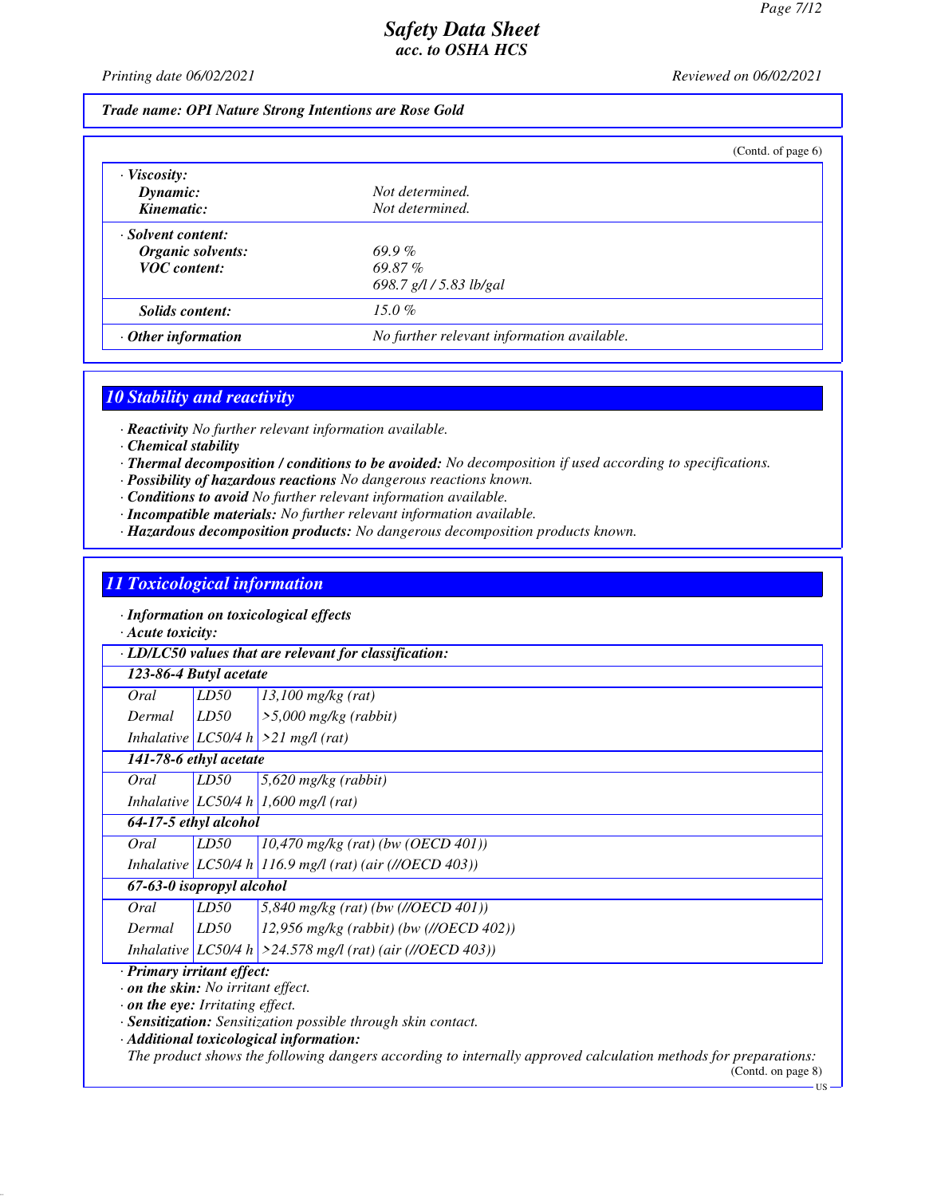Trade name: OPI Nature Strong Intentions are Rose Gold

(Contd. of page 6)

| | |
|---|---|
| · **Viscosity:** | |
| **Dynamic:** | Not determined. |
| **Kinematic:** | Not determined. |
| · **Solvent content:** | |
| **Organic solvents:** | 69.9 % |
| **VOC content:** | 69.87 % |
| | 698.7 g/l / 5.83 lb/gal |
| **Solids content:** | 15.0 % |
| · **Other information** | No further relevant information available. |

## 10 Stability and reactivity

· **Reactivity** No further relevant information available.
· **Chemical stability**
· **Thermal decomposition / conditions to be avoided:** No decomposition if used according to specifications.
· **Possibility of hazardous reactions** No dangerous reactions known.
· **Conditions to avoid** No further relevant information available.
· **Incompatible materials:** No further relevant information available.
· **Hazardous decomposition products:** No dangerous decomposition products known.

## 11 Toxicological information

· **Information on toxicological effects**
· **Acute toxicity:**

| · LD/LC50 values that are relevant for classification: | | |
|---|---|---|
| **123-86-4 Butyl acetate** | | |
| Oral | LD50 | 13,100 mg/kg (rat) |
| Dermal | LD50 | >5,000 mg/kg (rabbit) |
| Inhalative | LC50/4 h | >21 mg/l (rat) |
| **141-78-6 ethyl acetate** | | |
| Oral | LD50 | 5,620 mg/kg (rabbit) |
| Inhalative | LC50/4 h | 1,600 mg/l (rat) |
| **64-17-5 ethyl alcohol** | | |
| Oral | LD50 | 10,470 mg/kg (rat) (bw (OECD 401)) |
| Inhalative | LC50/4 h | 116.9 mg/l (rat) (air (//OECD 403)) |
| **67-63-0 isopropyl alcohol** | | |
| Oral | LD50 | 5,840 mg/kg (rat) (bw (//OECD 401)) |
| Dermal | LD50 | 12,956 mg/kg (rabbit) (bw (//OECD 402)) |
| Inhalative | LC50/4 h | >24.578 mg/l (rat) (air (//OECD 403)) |

· **Primary irritant effect:**
· **on the skin:** No irritant effect.
· **on the eye:** Irritating effect.
· **Sensitization:** Sensitization possible through skin contact.
· **Additional toxicological information:**
The product shows the following dangers according to internally approved calculation methods for preparations:

(Contd. on page 8)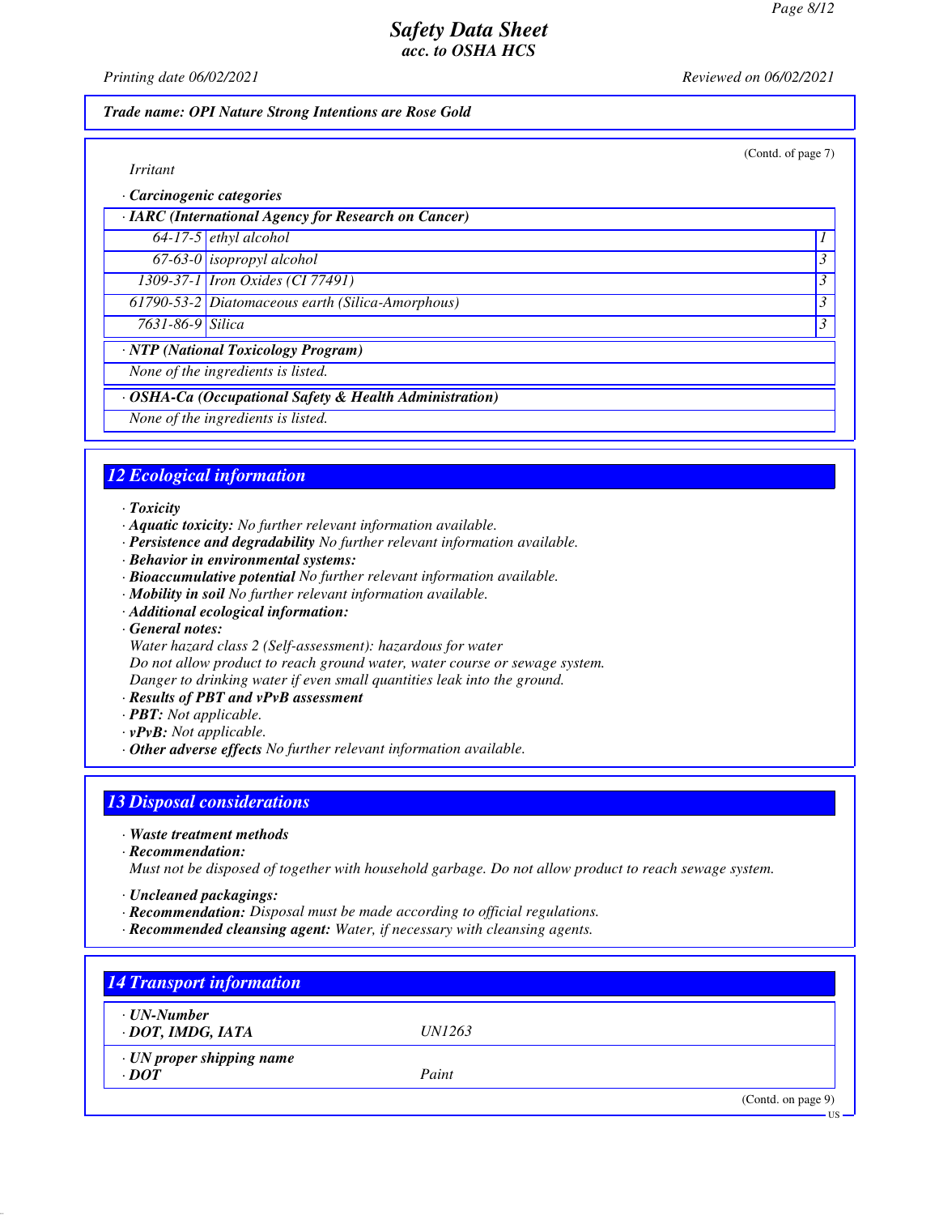*Trade name: OPI Nature Strong Intentions are Rose Gold*

(Contd. of page 7)

*Irritant*

· **Carcinogenic categories**

| · IARC (International Agency for Research on Cancer) | | |
|---|---|---|
| 64-17-5 | ethyl alcohol | 1 |
| 67-63-0 | isopropyl alcohol | 3 |
| 1309-37-1 | Iron Oxides (CI 77491) | 3 |
| 61790-53-2 | Diatomaceous earth (Silica-Amorphous) | 3 |
| 7631-86-9 | Silica | 3 |

| · NTP (National Toxicology Program) |
|---|
| None of the ingredients is listed. |

| · OSHA-Ca (Occupational Safety & Health Administration) |
|---|
| None of the ingredients is listed. |

## 12 Ecological information

· **Toxicity**
· **Aquatic toxicity:** No further relevant information available.
· **Persistence and degradability** No further relevant information available.
· **Behavior in environmental systems:**
· **Bioaccumulative potential** No further relevant information available.
· **Mobility in soil** No further relevant information available.
· **Additional ecological information:**
· **General notes:**
Water hazard class 2 (Self-assessment): hazardous for water
Do not allow product to reach ground water, water course or sewage system.
Danger to drinking water if even small quantities leak into the ground.
· **Results of PBT and vPvB assessment**
· **PBT:** Not applicable.
· **vPvB:** Not applicable.
· **Other adverse effects** No further relevant information available.

## 13 Disposal considerations

· **Waste treatment methods**
· **Recommendation:**
Must not be disposed of together with household garbage. Do not allow product to reach sewage system.

· **Uncleaned packagings:**
· **Recommendation:** Disposal must be made according to official regulations.
· **Recommended cleansing agent:** Water, if necessary with cleansing agents.

## 14 Transport information

| · UN-Number<br>· DOT, IMDG, IATA | UN1263 |
|---|---|
| · UN proper shipping name<br>· DOT | Paint |

(Contd. on page 9)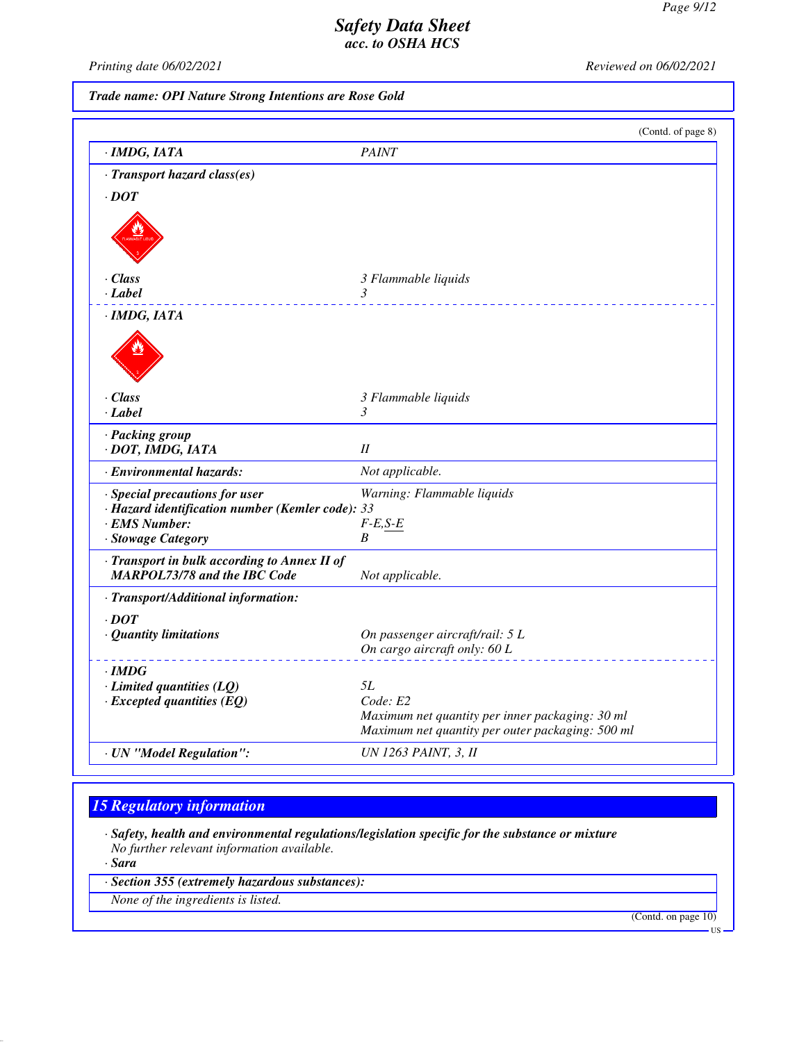**Safety Data Sheet**
**acc. to OSHA HCS**

Printing date 06/02/2021 | Reviewed on 06/02/2021

**Trade name: OPI Nature Strong Intentions are Rose Gold**

(Contd. of page 8)

| | |
|---|---|
| · **IMDG, IATA** | PAINT |
| · **Transport hazard class(es)** | |
| · **DOT** | |
| · **Class** | 3 Flammable liquids |
| · **Label** | 3 |
| · **IMDG, IATA** | |
| · **Class** | 3 Flammable liquids |
| · **Label** | 3 |
| · **Packing group** · **DOT, IMDG, IATA** | II |
| · **Environmental hazards:** | Not applicable. |
| · **Special precautions for user** | Warning: Flammable liquids |
| · **Hazard identification number (Kemler code):** | 33 |
| · **EMS Number:** | F-E,S-E |
| · **Stowage Category** | B |
| · **Transport in bulk according to Annex II of MARPOL73/78 and the IBC Code** | Not applicable. |
| · **Transport/Additional information:** | |
| · **DOT** | |
| · **Quantity limitations** | On passenger aircraft/rail: 5 L<br>On cargo aircraft only: 60 L |
| · **IMDG** | |
| · **Limited quantities (LQ)** | 5L |
| · **Excepted quantities (EQ)** | Code: E2<br>Maximum net quantity per inner packaging: 30 ml<br>Maximum net quantity per outer packaging: 500 ml |
| · **UN "Model Regulation":** | UN 1263 PAINT, 3, II |

## 15 Regulatory information

· **Safety, health and environmental regulations/legislation specific for the substance or mixture**
No further relevant information available.

· **Sara**

· **Section 355 (extremely hazardous substances):**
None of the ingredients is listed.

(Contd. on page 10)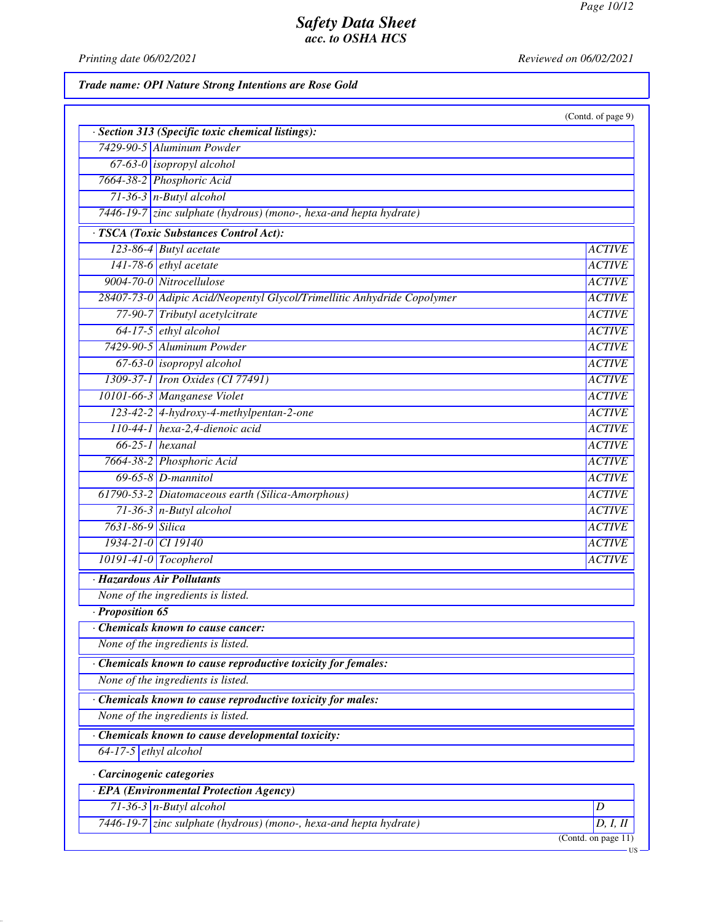# Safety Data Sheet
## acc. to OSHA HCS

Printing date 06/02/2021 Reviewed on 06/02/2021

**Trade name: OPI Nature Strong Intentions are Rose Gold**

(Contd. of page 9)

**· Section 313 (Specific toxic chemical listings):**

| | |
|---|---|
| 7429-90-5 | Aluminum Powder |
| 67-63-0 | isopropyl alcohol |
| 7664-38-2 | Phosphoric Acid |
| 71-36-3 | n-Butyl alcohol |
| 7446-19-7 | zinc sulphate (hydrous) (mono-, hexa-and hepta hydrate) |

**· TSCA (Toxic Substances Control Act):**

| | | |
|---|---|---|
| 123-86-4 | Butyl acetate | ACTIVE |
| 141-78-6 | ethyl acetate | ACTIVE |
| 9004-70-0 | Nitrocellulose | ACTIVE |
| 28407-73-0 | Adipic Acid/Neopentyl Glycol/Trimellitic Anhydride Copolymer | ACTIVE |
| 77-90-7 | Tributyl acetylcitrate | ACTIVE |
| 64-17-5 | ethyl alcohol | ACTIVE |
| 7429-90-5 | Aluminum Powder | ACTIVE |
| 67-63-0 | isopropyl alcohol | ACTIVE |
| 1309-37-1 | Iron Oxides (CI 77491) | ACTIVE |
| 10101-66-3 | Manganese Violet | ACTIVE |
| 123-42-2 | 4-hydroxy-4-methylpentan-2-one | ACTIVE |
| 110-44-1 | hexa-2,4-dienoic acid | ACTIVE |
| 66-25-1 | hexanal | ACTIVE |
| 7664-38-2 | Phosphoric Acid | ACTIVE |
| 69-65-8 | D-mannitol | ACTIVE |
| 61790-53-2 | Diatomaceous earth (Silica-Amorphous) | ACTIVE |
| 71-36-3 | n-Butyl alcohol | ACTIVE |
| 7631-86-9 | Silica | ACTIVE |
| 1934-21-0 | CI 19140 | ACTIVE |
| 10191-41-0 | Tocopherol | ACTIVE |

**· Hazardous Air Pollutants**

None of the ingredients is listed.

**· Proposition 65**

**· Chemicals known to cause cancer:**

None of the ingredients is listed.

**· Chemicals known to cause reproductive toxicity for females:**

None of the ingredients is listed.

**· Chemicals known to cause reproductive toxicity for males:**

None of the ingredients is listed.

**· Chemicals known to cause developmental toxicity:**

| | |
|---|---|
| 64-17-5 | ethyl alcohol |

**· Carcinogenic categories**

**· EPA (Environmental Protection Agency)**

| | | |
|---|---|---|
| 71-36-3 | n-Butyl alcohol | D |
| 7446-19-7 | zinc sulphate (hydrous) (mono-, hexa-and hepta hydrate) | D, I, II |

(Contd. on page 11)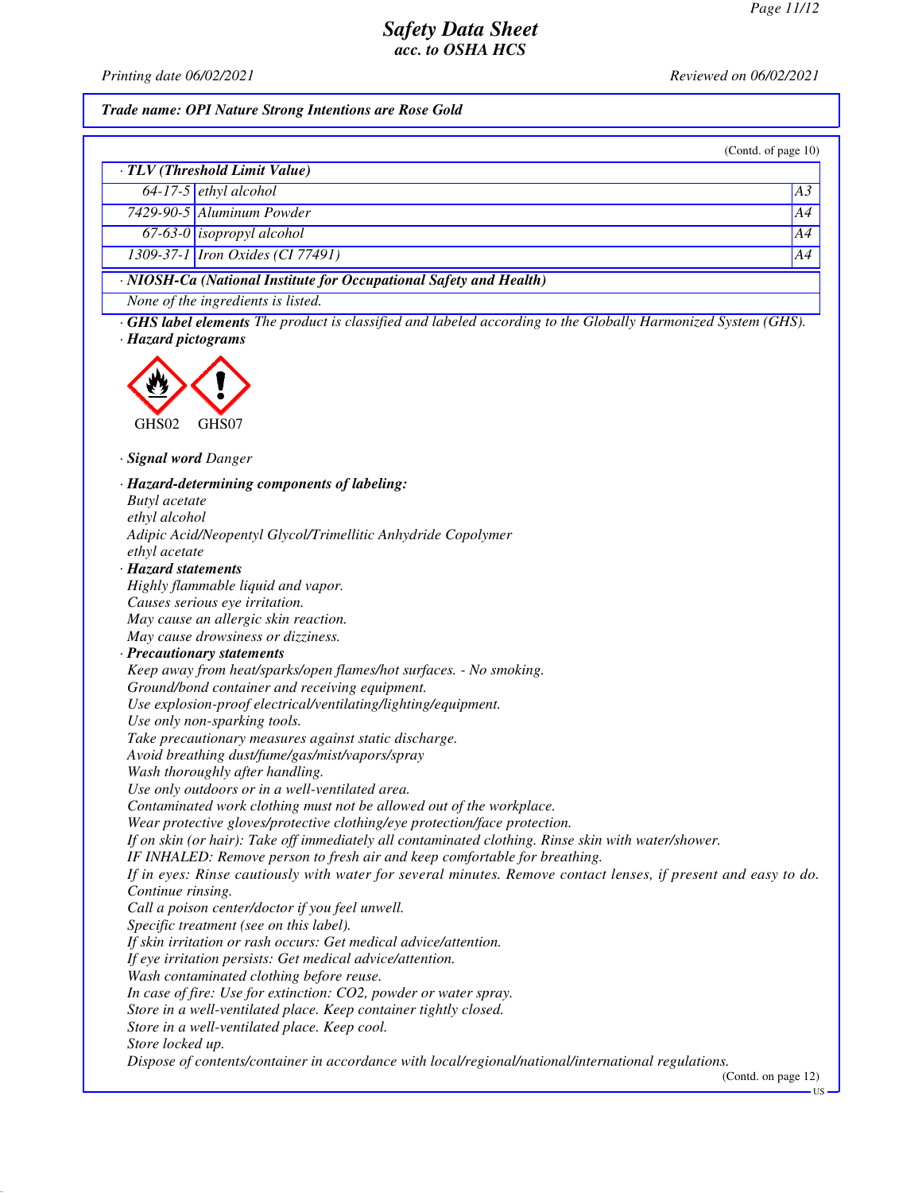**Trade name: OPI Nature Strong Intentions are Rose Gold**

(Contd. of page 10)

· **TLV (Threshold Limit Value)**

| | | |
|---|---|---|
| 64-17-5 | ethyl alcohol | A3 |
| 7429-90-5 | Aluminum Powder | A4 |
| 67-63-0 | isopropyl alcohol | A4 |
| 1309-37-1 | Iron Oxides (CI 77491) | A4 |

· **NIOSH-Ca (National Institute for Occupational Safety and Health)**

None of the ingredients is listed.

· **GHS label elements** The product is classified and labeled according to the Globally Harmonized System (GHS).

· **Hazard pictograms**

GHS02 GHS07

· **Signal word** Danger

· **Hazard-determining components of labeling:**
Butyl acetate
ethyl alcohol
Adipic Acid/Neopentyl Glycol/Trimellitic Anhydride Copolymer
ethyl acetate

· **Hazard statements**
Highly flammable liquid and vapor.
Causes serious eye irritation.
May cause an allergic skin reaction.
May cause drowsiness or dizziness.

· **Precautionary statements**
Keep away from heat/sparks/open flames/hot surfaces. - No smoking.
Ground/bond container and receiving equipment.
Use explosion-proof electrical/ventilating/lighting/equipment.
Use only non-sparking tools.
Take precautionary measures against static discharge.
Avoid breathing dust/fume/gas/mist/vapors/spray
Wash thoroughly after handling.
Use only outdoors or in a well-ventilated area.
Contaminated work clothing must not be allowed out of the workplace.
Wear protective gloves/protective clothing/eye protection/face protection.
If on skin (or hair): Take off immediately all contaminated clothing. Rinse skin with water/shower.
IF INHALED: Remove person to fresh air and keep comfortable for breathing.
If in eyes: Rinse cautiously with water for several minutes. Remove contact lenses, if present and easy to do. Continue rinsing.
Call a poison center/doctor if you feel unwell.
Specific treatment (see on this label).
If skin irritation or rash occurs: Get medical advice/attention.
If eye irritation persists: Get medical advice/attention.
Wash contaminated clothing before reuse.
In case of fire: Use for extinction: CO2, powder or water spray.
Store in a well-ventilated place. Keep container tightly closed.
Store in a well-ventilated place. Keep cool.
Store locked up.
Dispose of contents/container in accordance with local/regional/national/international regulations.

(Contd. on page 12)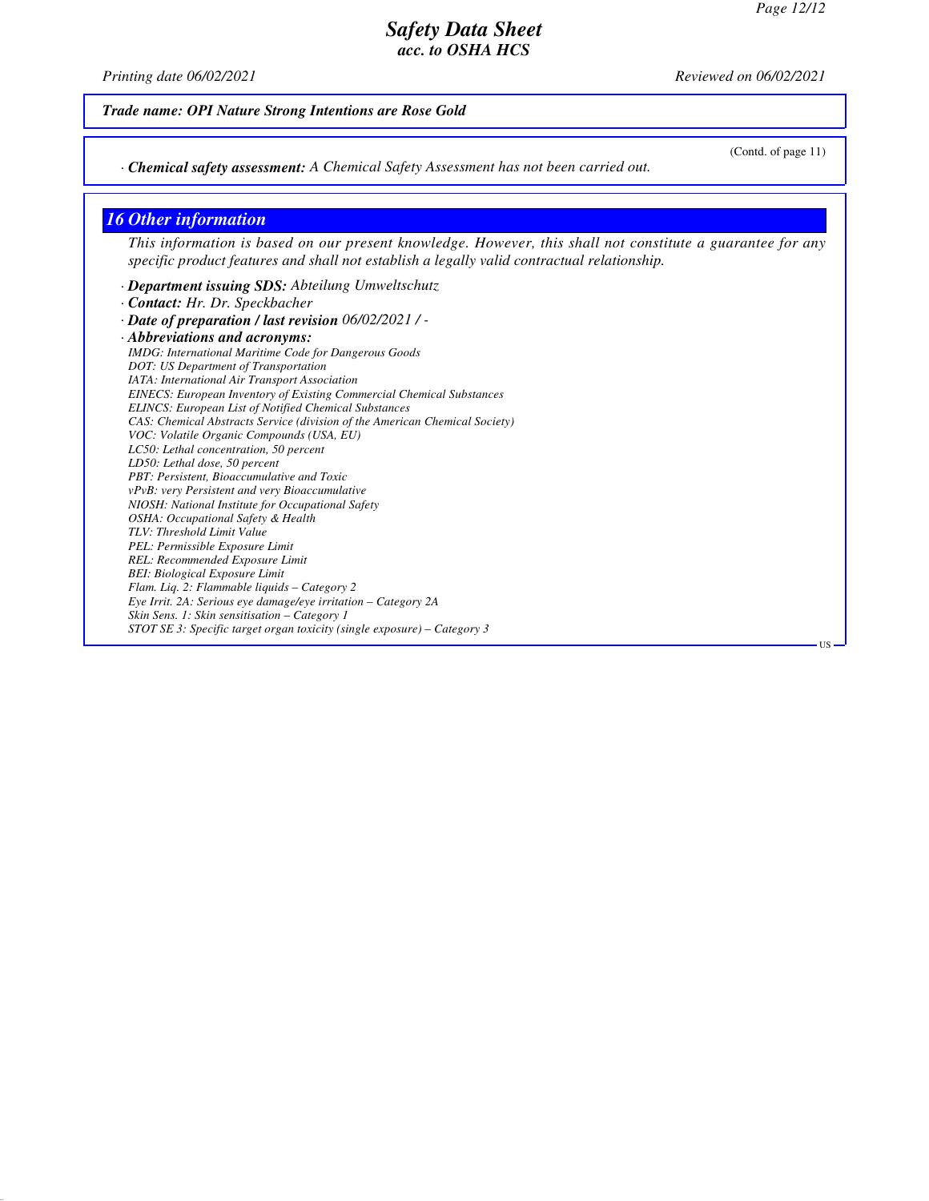**Trade name: OPI Nature Strong Intentions are Rose Gold**

(Contd. of page 11)

· **Chemical safety assessment:** A Chemical Safety Assessment has not been carried out.

## 16 Other information

*This information is based on our present knowledge. However, this shall not constitute a guarantee for any specific product features and shall not establish a legally valid contractual relationship.*

· **Department issuing SDS:** Abteilung Umweltschutz
· **Contact:** Hr. Dr. Speckbacher
· **Date of preparation / last revision** 06/02/2021 / -
· **Abbreviations and acronyms:**
IMDG: International Maritime Code for Dangerous Goods
DOT: US Department of Transportation
IATA: International Air Transport Association
EINECS: European Inventory of Existing Commercial Chemical Substances
ELINCS: European List of Notified Chemical Substances
CAS: Chemical Abstracts Service (division of the American Chemical Society)
VOC: Volatile Organic Compounds (USA, EU)
LC50: Lethal concentration, 50 percent
LD50: Lethal dose, 50 percent
PBT: Persistent, Bioaccumulative and Toxic
vPvB: very Persistent and very Bioaccumulative
NIOSH: National Institute for Occupational Safety
OSHA: Occupational Safety & Health
TLV: Threshold Limit Value
PEL: Permissible Exposure Limit
REL: Recommended Exposure Limit
BEI: Biological Exposure Limit
Flam. Liq. 2: Flammable liquids – Category 2
Eye Irrit. 2A: Serious eye damage/eye irritation – Category 2A
Skin Sens. 1: Skin sensitisation – Category 1
STOT SE 3: Specific target organ toxicity (single exposure) – Category 3